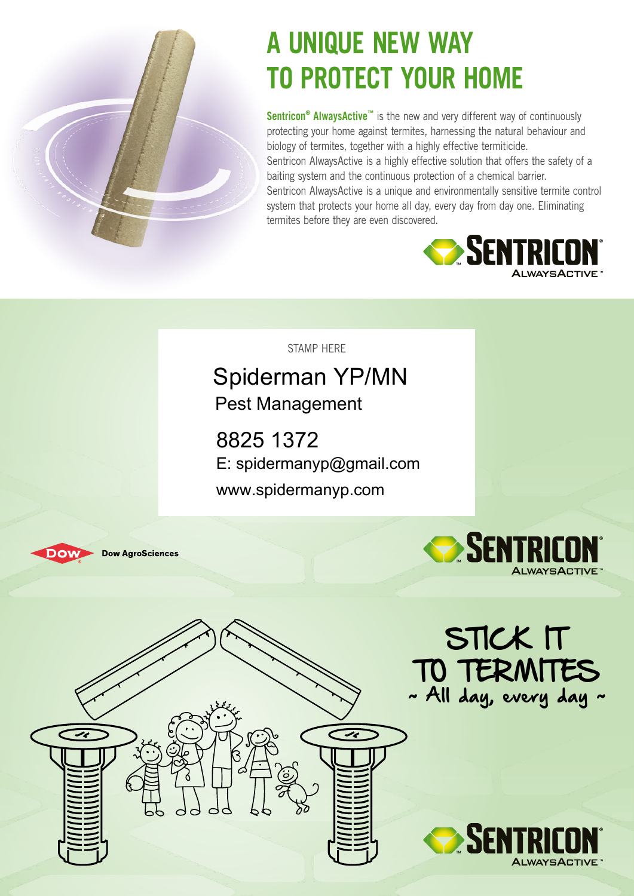# A UNIQUE NEW WAY TO PROTECT YOUR HOME

**Sentricon® AlwaysActive™** is the new and very different way of continuously protecting your home against termites, harnessing the natural behaviour and biology of termites, together with a highly effective termiticide.

Sentricon AlwaysActive is a highly effective solution that offers the safety of a baiting system and the continuous protection of a chemical barrier.

Sentricon AlwaysActive is a unique and environmentally sensitive termite control system that protects your home all day, every day from day one. Eliminating termites before they are even discovered.

SENTRICON® ALWAYSACTIVE™

STAMP HERE

Spiderman YP/MN
Pest Management

8825 1372
E: spidermanyp@gmail.com
www.spidermanyp.com

Dow AgroSciences

SENTRICON® ALWAYSACTIVE™

## STICK IT TO TERMITES
~ All day, every day ~

SENTRICON® ALWAYSACTIVE™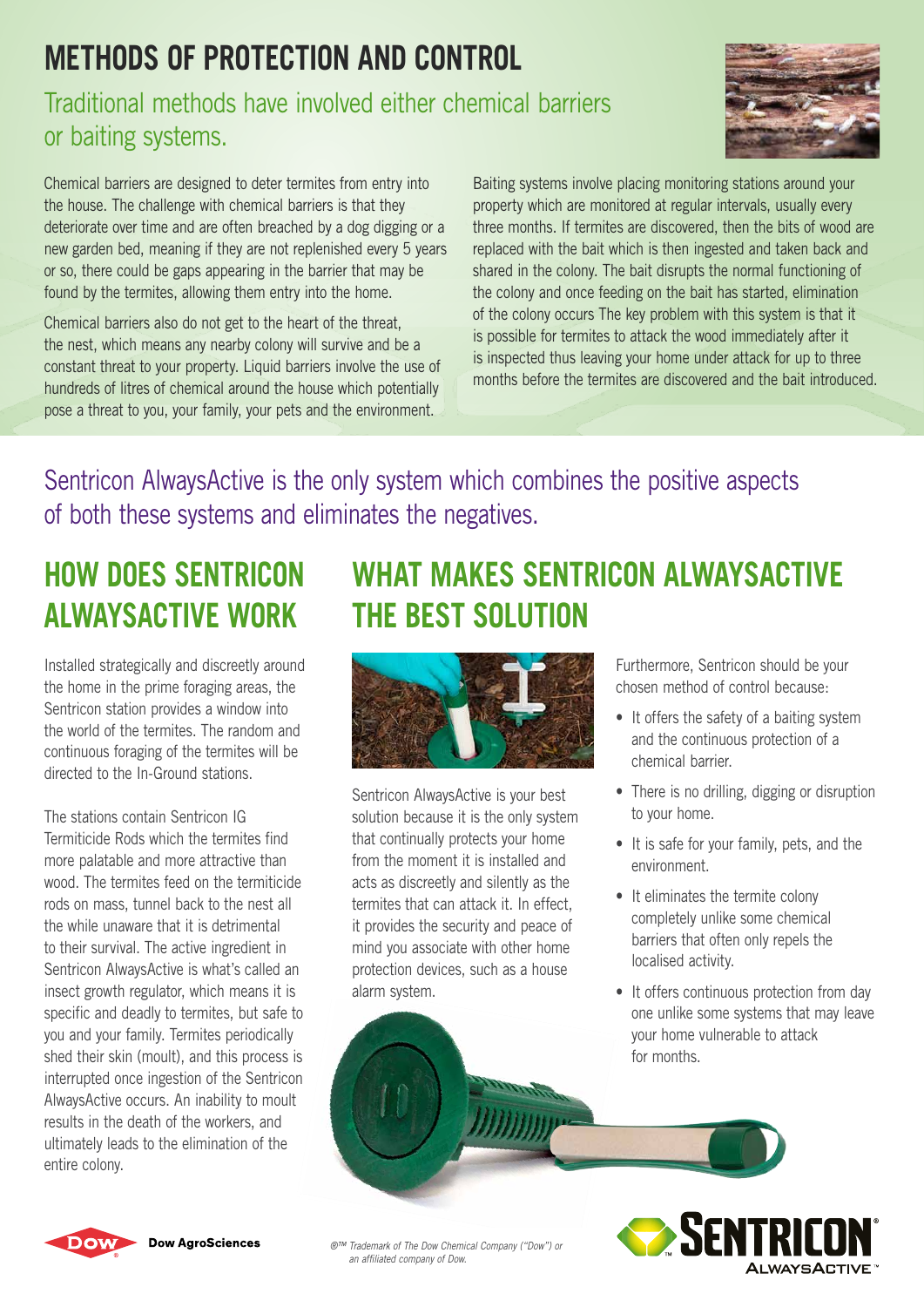# METHODS OF PROTECTION AND CONTROL

## Traditional methods have involved either chemical barriers or baiting systems.

Chemical barriers are designed to deter termites from entry into the house. The challenge with chemical barriers is that they deteriorate over time and are often breached by a dog digging or a new garden bed, meaning if they are not replenished every 5 years or so, there could be gaps appearing in the barrier that may be found by the termites, allowing them entry into the home.

Chemical barriers also do not get to the heart of the threat, the nest, which means any nearby colony will survive and be a constant threat to your property. Liquid barriers involve the use of hundreds of litres of chemical around the house which potentially pose a threat to you, your family, your pets and the environment.

Baiting systems involve placing monitoring stations around your property which are monitored at regular intervals, usually every three months. If termites are discovered, then the bits of wood are replaced with the bait which is then ingested and taken back and shared in the colony. The bait disrupts the normal functioning of the colony and once feeding on the bait has started, elimination of the colony occurs The key problem with this system is that it is possible for termites to attack the wood immediately after it is inspected thus leaving your home under attack for up to three months before the termites are discovered and the bait introduced.

## Sentricon AlwaysActive is the only system which combines the positive aspects of both these systems and eliminates the negatives.

## HOW DOES SENTRICON ALWAYSACTIVE WORK

Installed strategically and discreetly around the home in the prime foraging areas, the Sentricon station provides a window into the world of the termites. The random and continuous foraging of the termites will be directed to the In-Ground stations.

The stations contain Sentricon IG Termiticide Rods which the termites find more palatable and more attractive than wood. The termites feed on the termiticide rods on mass, tunnel back to the nest all the while unaware that it is detrimental to their survival. The active ingredient in Sentricon AlwaysActive is what's called an insect growth regulator, which means it is specific and deadly to termites, but safe to you and your family. Termites periodically shed their skin (moult), and this process is interrupted once ingestion of the Sentricon AlwaysActive occurs. An inability to moult results in the death of the workers, and ultimately leads to the elimination of the entire colony.

## WHAT MAKES SENTRICON ALWAYSACTIVE THE BEST SOLUTION

Sentricon AlwaysActive is your best solution because it is the only system that continually protects your home from the moment it is installed and acts as discreetly and silently as the termites that can attack it. In effect, it provides the security and peace of mind you associate with other home protection devices, such as a house alarm system.

Furthermore, Sentricon should be your chosen method of control because:

- It offers the safety of a baiting system and the continuous protection of a chemical barrier.
- There is no drilling, digging or disruption to your home.
- It is safe for your family, pets, and the environment.
- It eliminates the termite colony completely unlike some chemical barriers that often only repels the localised activity.
- It offers continuous protection from day one unlike some systems that may leave your home vulnerable to attack for months.

Dow AgroSciences

*®™ Trademark of The Dow Chemical Company ("Dow") or an affiliated company of Dow.*

SENTRICON® ALWAYSACTIVE™